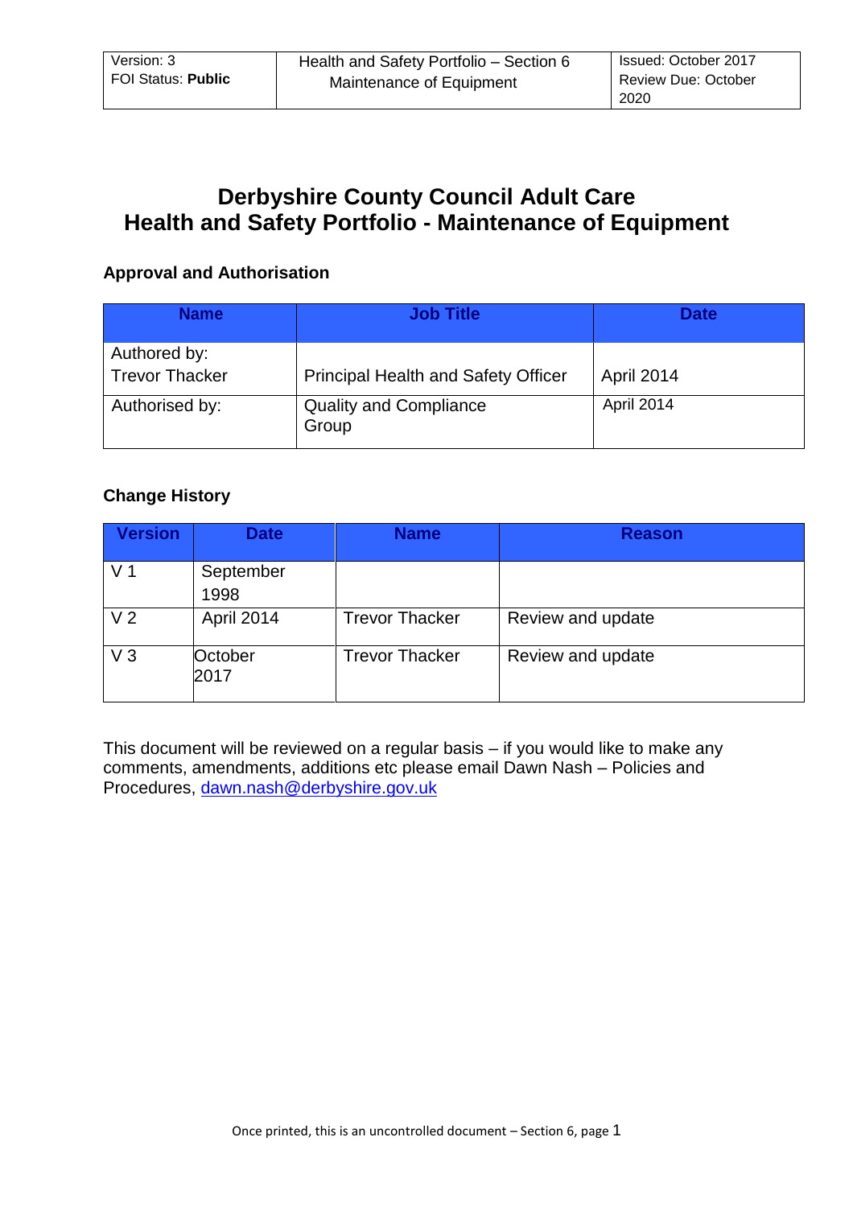# Derbyshire County Council Adult Care
# Health and Safety Portfolio - Maintenance of Equipment

## Approval and Authorisation

| Name | Job Title | Date |
|---|---|---|
| Authored by: Trevor Thacker | Principal Health and Safety Officer | April 2014 |
| Authorised by: | Quality and Compliance Group | April 2014 |

## Change History

| Version | Date | Name | Reason |
|---|---|---|---|
| V 1 | September 1998 | | |
| V 2 | April 2014 | Trevor Thacker | Review and update |
| V 3 | October 2017 | Trevor Thacker | Review and update |

This document will be reviewed on a regular basis – if you would like to make any comments, amendments, additions etc please email Dawn Nash – Policies and Procedures, dawn.nash@derbyshire.gov.uk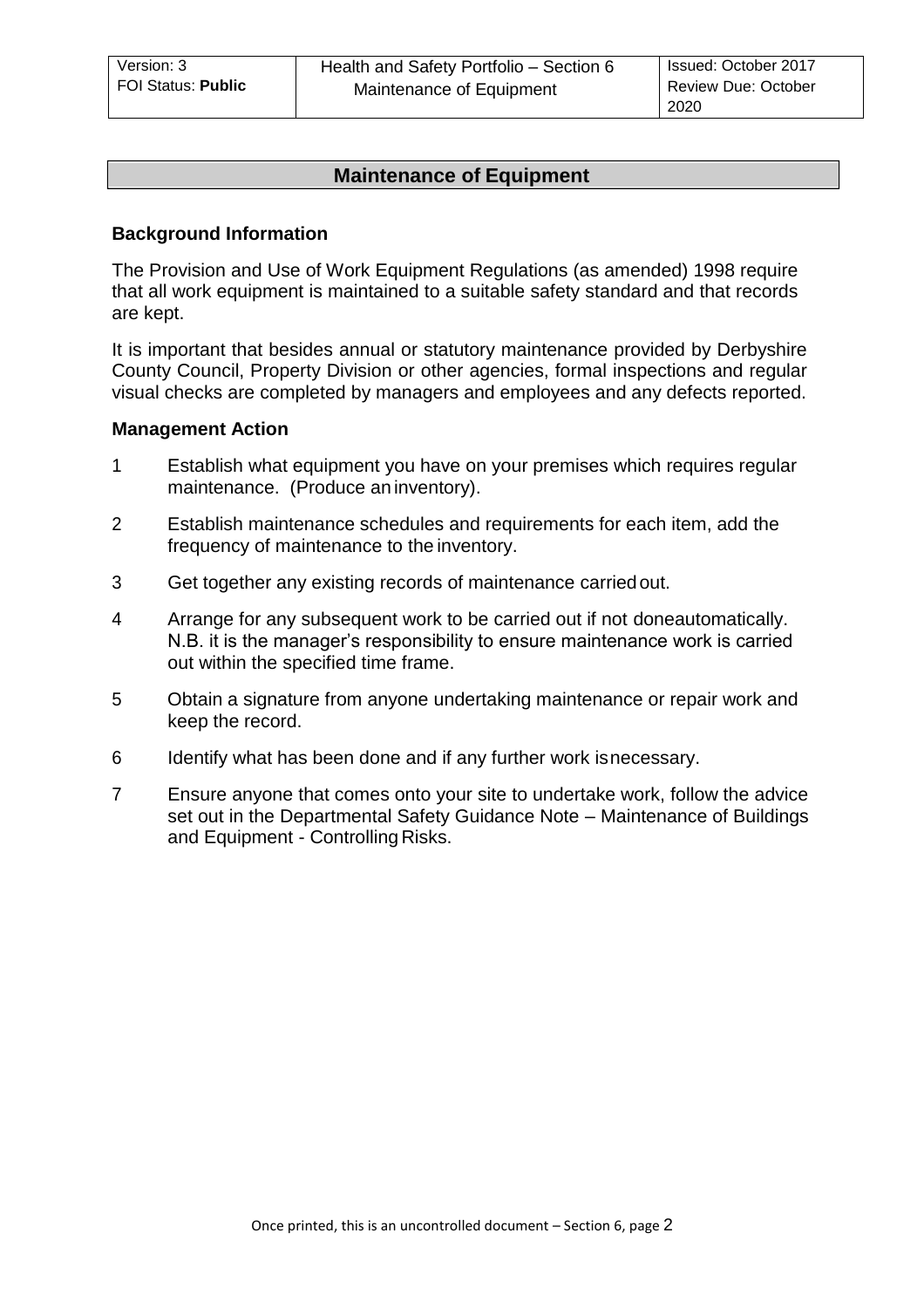## Maintenance of Equipment

### Background Information

The Provision and Use of Work Equipment Regulations (as amended) 1998 require that all work equipment is maintained to a suitable safety standard and that records are kept.

It is important that besides annual or statutory maintenance provided by Derbyshire County Council, Property Division or other agencies, formal inspections and regular visual checks are completed by managers and employees and any defects reported.

### Management Action

1. Establish what equipment you have on your premises which requires regular maintenance. (Produce an inventory).
2. Establish maintenance schedules and requirements for each item, add the frequency of maintenance to the inventory.
3. Get together any existing records of maintenance carried out.
4. Arrange for any subsequent work to be carried out if not done automatically. N.B. it is the manager's responsibility to ensure maintenance work is carried out within the specified time frame.
5. Obtain a signature from anyone undertaking maintenance or repair work and keep the record.
6. Identify what has been done and if any further work is necessary.
7. Ensure anyone that comes onto your site to undertake work, follow the advice set out in the Departmental Safety Guidance Note – Maintenance of Buildings and Equipment - Controlling Risks.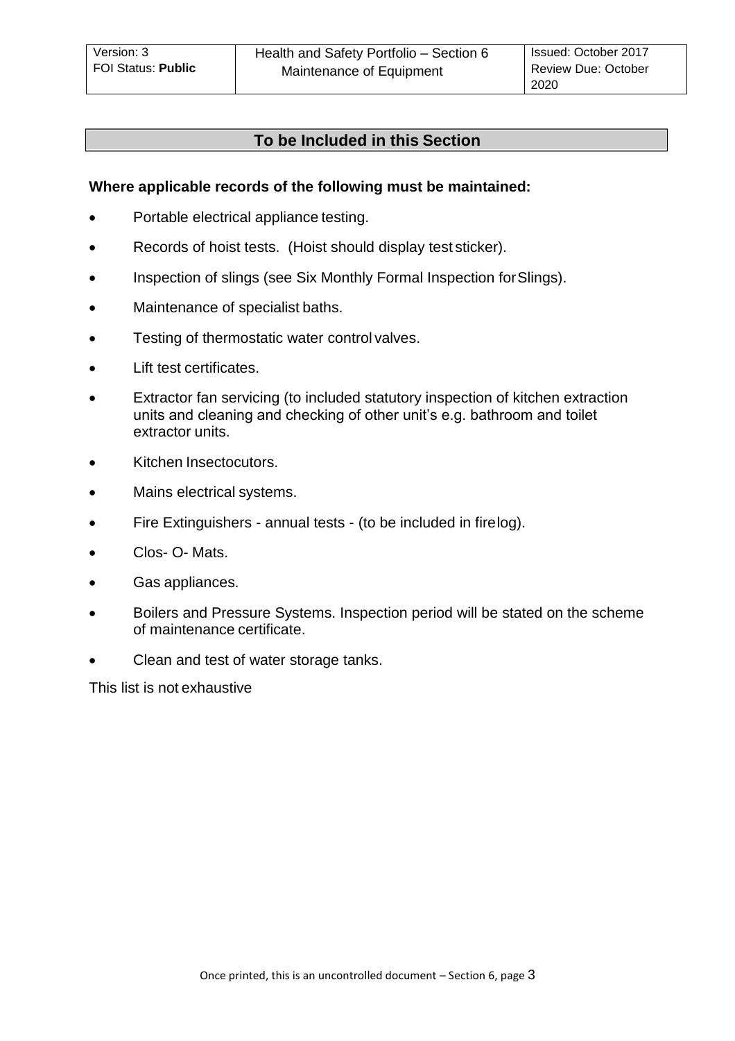## To be Included in this Section

**Where applicable records of the following must be maintained:**

- Portable electrical appliance testing.
- Records of hoist tests. (Hoist should display test sticker).
- Inspection of slings (see Six Monthly Formal Inspection for Slings).
- Maintenance of specialist baths.
- Testing of thermostatic water control valves.
- Lift test certificates.
- Extractor fan servicing (to included statutory inspection of kitchen extraction units and cleaning and checking of other unit's e.g. bathroom and toilet extractor units.
- Kitchen Insectocutors.
- Mains electrical systems.
- Fire Extinguishers - annual tests - (to be included in fire log).
- Clos- O- Mats.
- Gas appliances.
- Boilers and Pressure Systems. Inspection period will be stated on the scheme of maintenance certificate.
- Clean and test of water storage tanks.

This list is not exhaustive